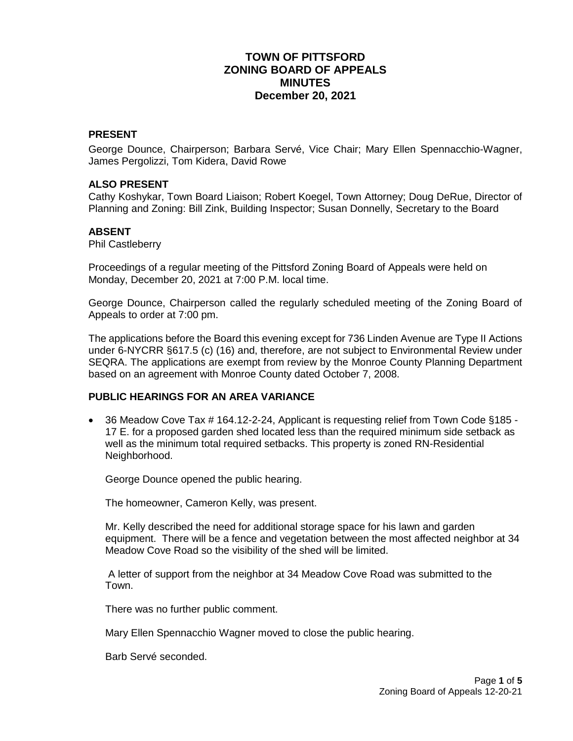# TOWN OF PITTSFORD
# ZONING BOARD OF APPEALS
# MINUTES
# December 20, 2021

## PRESENT

George Dounce, Chairperson; Barbara Servé, Vice Chair; Mary Ellen Spennacchio-Wagner, James Pergolizzi, Tom Kidera, David Rowe

## ALSO PRESENT

Cathy Koshykar, Town Board Liaison; Robert Koegel, Town Attorney; Doug DeRue, Director of Planning and Zoning: Bill Zink, Building Inspector; Susan Donnelly, Secretary to the Board

## ABSENT

Phil Castleberry

Proceedings of a regular meeting of the Pittsford Zoning Board of Appeals were held on Monday, December 20, 2021 at 7:00 P.M. local time.

George Dounce, Chairperson called the regularly scheduled meeting of the Zoning Board of Appeals to order at 7:00 pm.

The applications before the Board this evening except for 736 Linden Avenue are Type II Actions under 6-NYCRR §617.5 (c) (16) and, therefore, are not subject to Environmental Review under SEQRA. The applications are exempt from review by the Monroe County Planning Department based on an agreement with Monroe County dated October 7, 2008.

## PUBLIC HEARINGS FOR AN AREA VARIANCE

- 36 Meadow Cove Tax # 164.12-2-24, Applicant is requesting relief from Town Code §185 - 17 E. for a proposed garden shed located less than the required minimum side setback as well as the minimum total required setbacks. This property is zoned RN-Residential Neighborhood.

  George Dounce opened the public hearing.

  The homeowner, Cameron Kelly, was present.

  Mr. Kelly described the need for additional storage space for his lawn and garden equipment. There will be a fence and vegetation between the most affected neighbor at 34 Meadow Cove Road so the visibility of the shed will be limited.

  A letter of support from the neighbor at 34 Meadow Cove Road was submitted to the Town.

  There was no further public comment.

  Mary Ellen Spennacchio Wagner moved to close the public hearing.

  Barb Servé seconded.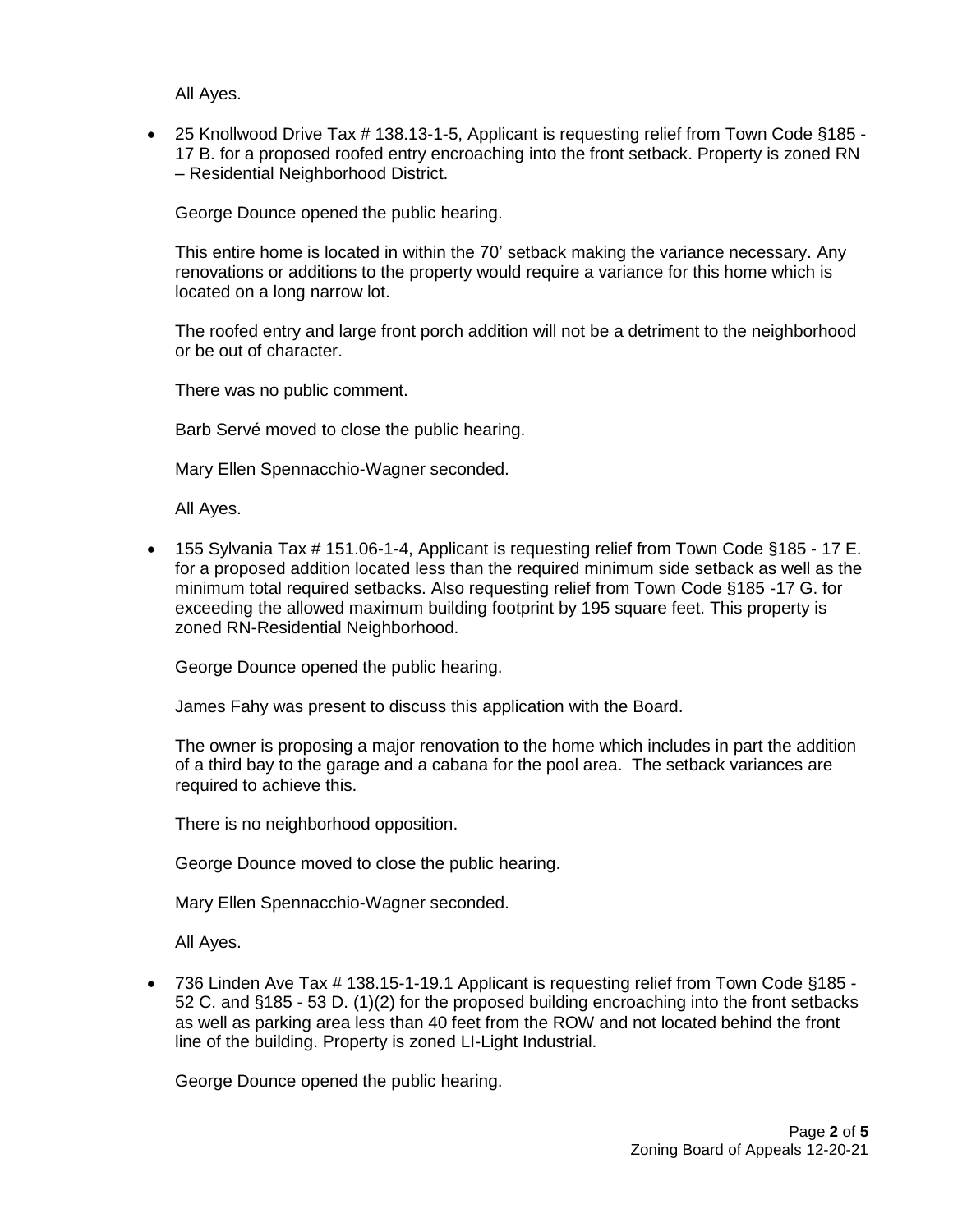All Ayes.

- 25 Knollwood Drive Tax # 138.13-1-5, Applicant is requesting relief from Town Code §185 - 17 B. for a proposed roofed entry encroaching into the front setback. Property is zoned RN – Residential Neighborhood District.

  George Dounce opened the public hearing.

  This entire home is located in within the 70' setback making the variance necessary. Any renovations or additions to the property would require a variance for this home which is located on a long narrow lot.

  The roofed entry and large front porch addition will not be a detriment to the neighborhood or be out of character.

  There was no public comment.

  Barb Servé moved to close the public hearing.

  Mary Ellen Spennacchio-Wagner seconded.

  All Ayes.

- 155 Sylvania Tax # 151.06-1-4, Applicant is requesting relief from Town Code §185 - 17 E. for a proposed addition located less than the required minimum side setback as well as the minimum total required setbacks. Also requesting relief from Town Code §185 -17 G. for exceeding the allowed maximum building footprint by 195 square feet. This property is zoned RN-Residential Neighborhood.

  George Dounce opened the public hearing.

  James Fahy was present to discuss this application with the Board.

  The owner is proposing a major renovation to the home which includes in part the addition of a third bay to the garage and a cabana for the pool area. The setback variances are required to achieve this.

  There is no neighborhood opposition.

  George Dounce moved to close the public hearing.

  Mary Ellen Spennacchio-Wagner seconded.

  All Ayes.

- 736 Linden Ave Tax # 138.15-1-19.1 Applicant is requesting relief from Town Code §185 - 52 C. and §185 - 53 D. (1)(2) for the proposed building encroaching into the front setbacks as well as parking area less than 40 feet from the ROW and not located behind the front line of the building. Property is zoned LI-Light Industrial.

  George Dounce opened the public hearing.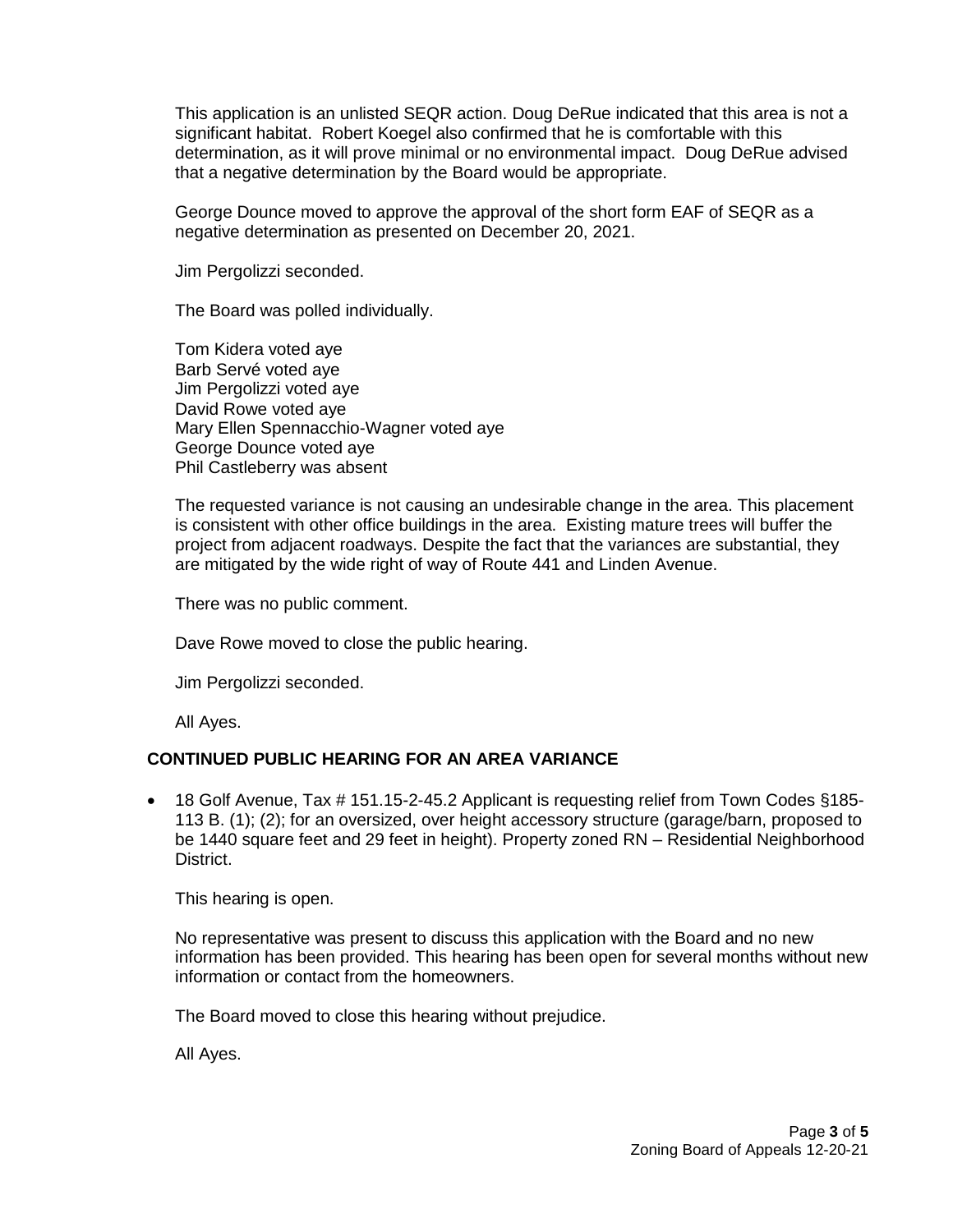This application is an unlisted SEQR action. Doug DeRue indicated that this area is not a significant habitat. Robert Koegel also confirmed that he is comfortable with this determination, as it will prove minimal or no environmental impact. Doug DeRue advised that a negative determination by the Board would be appropriate.

George Dounce moved to approve the approval of the short form EAF of SEQR as a negative determination as presented on December 20, 2021.

Jim Pergolizzi seconded.

The Board was polled individually.

Tom Kidera voted aye
Barb Servé voted aye
Jim Pergolizzi voted aye
David Rowe voted aye
Mary Ellen Spennacchio-Wagner voted aye
George Dounce voted aye
Phil Castleberry was absent

The requested variance is not causing an undesirable change in the area. This placement is consistent with other office buildings in the area. Existing mature trees will buffer the project from adjacent roadways. Despite the fact that the variances are substantial, they are mitigated by the wide right of way of Route 441 and Linden Avenue.

There was no public comment.

Dave Rowe moved to close the public hearing.

Jim Pergolizzi seconded.

All Ayes.

## CONTINUED PUBLIC HEARING FOR AN AREA VARIANCE

- 18 Golf Avenue, Tax # 151.15-2-45.2 Applicant is requesting relief from Town Codes §185-113 B. (1); (2); for an oversized, over height accessory structure (garage/barn, proposed to be 1440 square feet and 29 feet in height). Property zoned RN – Residential Neighborhood District.

This hearing is open.

No representative was present to discuss this application with the Board and no new information has been provided. This hearing has been open for several months without new information or contact from the homeowners.

The Board moved to close this hearing without prejudice.

All Ayes.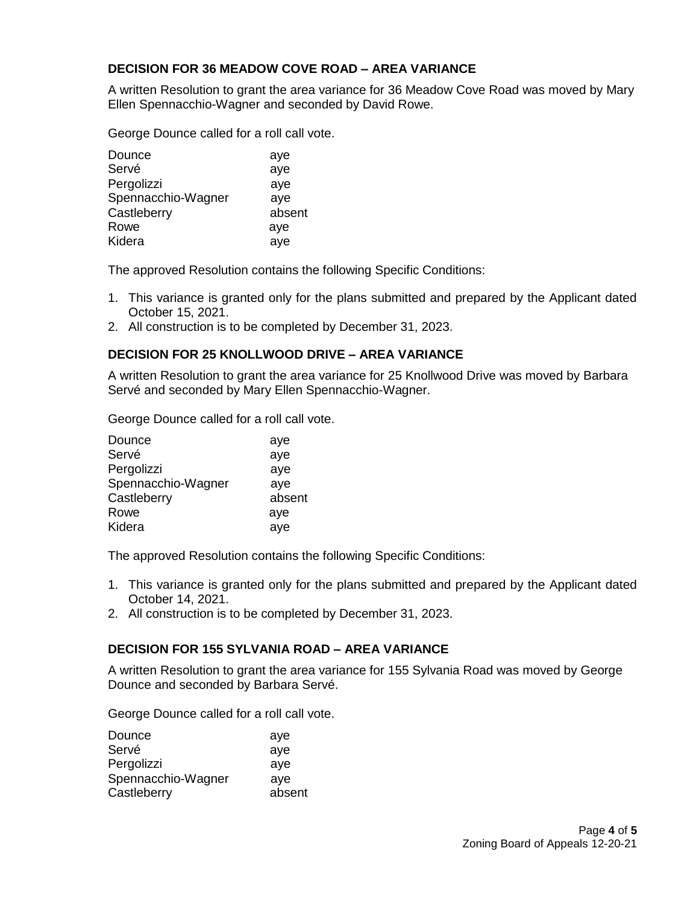### DECISION FOR 36 MEADOW COVE ROAD – AREA VARIANCE

A written Resolution to grant the area variance for 36 Meadow Cove Road was moved by Mary Ellen Spennacchio-Wagner and seconded by David Rowe.

George Dounce called for a roll call vote.

| | |
|---|---|
| Dounce | aye |
| Servé | aye |
| Pergolizzi | aye |
| Spennacchio-Wagner | aye |
| Castleberry | absent |
| Rowe | aye |
| Kidera | aye |

The approved Resolution contains the following Specific Conditions:

1. This variance is granted only for the plans submitted and prepared by the Applicant dated October 15, 2021.
2. All construction is to be completed by December 31, 2023.

### DECISION FOR 25 KNOLLWOOD DRIVE – AREA VARIANCE

A written Resolution to grant the area variance for 25 Knollwood Drive was moved by Barbara Servé and seconded by Mary Ellen Spennacchio-Wagner.

George Dounce called for a roll call vote.

| | |
|---|---|
| Dounce | aye |
| Servé | aye |
| Pergolizzi | aye |
| Spennacchio-Wagner | aye |
| Castleberry | absent |
| Rowe | aye |
| Kidera | aye |

The approved Resolution contains the following Specific Conditions:

1. This variance is granted only for the plans submitted and prepared by the Applicant dated October 14, 2021.
2. All construction is to be completed by December 31, 2023.

### DECISION FOR 155 SYLVANIA ROAD – AREA VARIANCE

A written Resolution to grant the area variance for 155 Sylvania Road was moved by George Dounce and seconded by Barbara Servé.

George Dounce called for a roll call vote.

| | |
|---|---|
| Dounce | aye |
| Servé | aye |
| Pergolizzi | aye |
| Spennacchio-Wagner | aye |
| Castleberry | absent |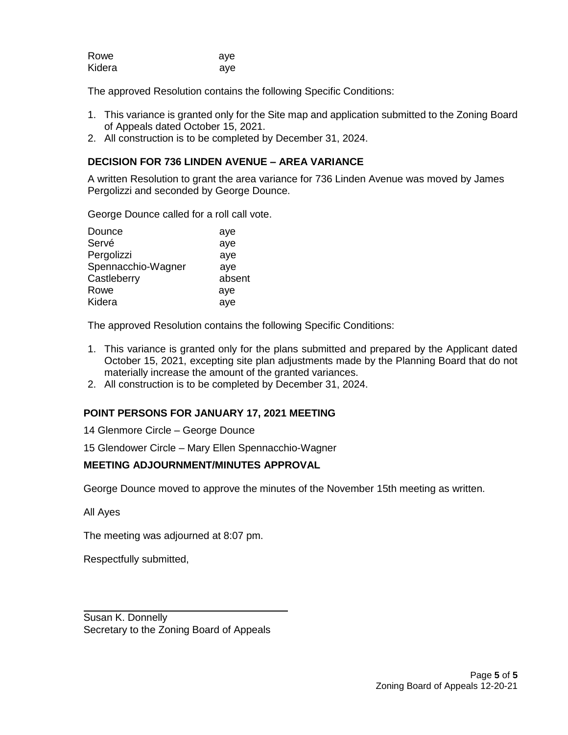| | |
|---|---|
| Rowe | aye |
| Kidera | aye |

The approved Resolution contains the following Specific Conditions:

1. This variance is granted only for the Site map and application submitted to the Zoning Board of Appeals dated October 15, 2021.
2. All construction is to be completed by December 31, 2024.

**DECISION FOR 736 LINDEN AVENUE – AREA VARIANCE**

A written Resolution to grant the area variance for 736 Linden Avenue was moved by James Pergolizzi and seconded by George Dounce.

George Dounce called for a roll call vote.

| | |
|---|---|
| Dounce | aye |
| Servé | aye |
| Pergolizzi | aye |
| Spennacchio-Wagner | aye |
| Castleberry | absent |
| Rowe | aye |
| Kidera | aye |

The approved Resolution contains the following Specific Conditions:

1. This variance is granted only for the plans submitted and prepared by the Applicant dated October 15, 2021, excepting site plan adjustments made by the Planning Board that do not materially increase the amount of the granted variances.
2. All construction is to be completed by December 31, 2024.

**POINT PERSONS FOR JANUARY 17, 2021 MEETING**

14 Glenmore Circle – George Dounce

15 Glendower Circle – Mary Ellen Spennacchio-Wagner

**MEETING ADJOURNMENT/MINUTES APPROVAL**

George Dounce moved to approve the minutes of the November 15th meeting as written.

All Ayes

The meeting was adjourned at 8:07 pm.

Respectfully submitted,

Susan K. Donnelly
Secretary to the Zoning Board of Appeals